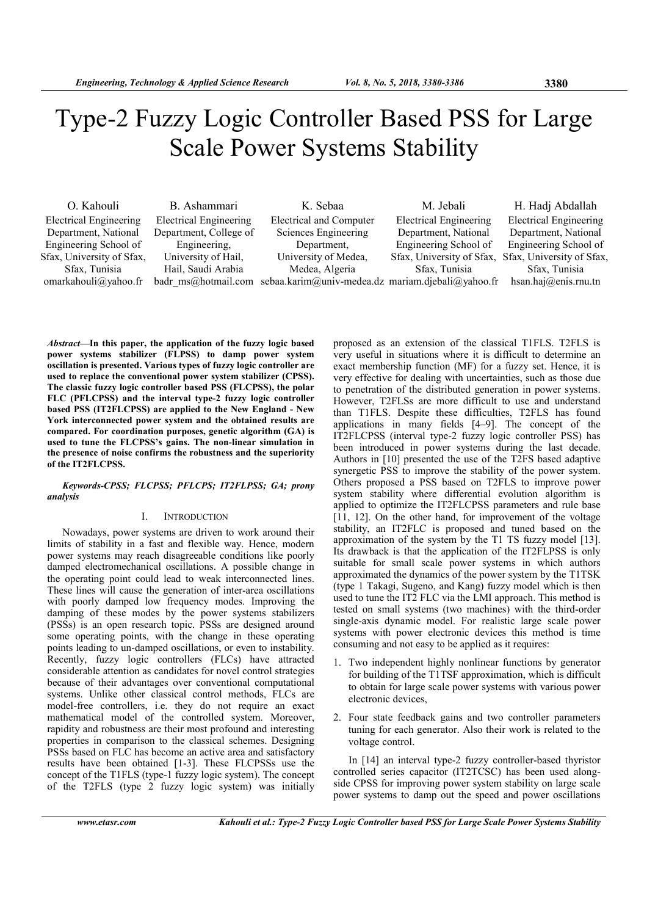# Type-2 Fuzzy Logic Controller Based PSS for Large Scale Power Systems Stability

O. Kahouli
Electrical Engineering Department, National Engineering School of Sfax, University of Sfax, Sfax, Tunisia
omarkahouli@yahoo.fr

B. Ashammari
Electrical Engineering Department, College of Engineering, University of Hail, Hail, Saudi Arabia
badr_ms@hotmail.com

K. Sebaa
Electrical and Computer Sciences Engineering Department, University of Medea, Medea, Algeria
sebaa.karim@univ-medea.dz

M. Jebali
Electrical Engineering Department, National Engineering School of Sfax, University of Sfax, Sfax, Tunisia
mariam.djebali@yahoo.fr

H. Hadj Abdallah
Electrical Engineering Department, National Engineering School of Sfax, University of Sfax, Sfax, Tunisia
hsan.haj@enis.rnu.tn

***Abstract*—In this paper, the application of the fuzzy logic based power systems stabilizer (FLPSS) to damp power system oscillation is presented. Various types of fuzzy logic controller are used to replace the conventional power system stabilizer (CPSS). The classic fuzzy logic controller based PSS (FLCPSS), the polar FLC (PFLCPSS) and the interval type-2 fuzzy logic controller based PSS (IT2FLCPSS) are applied to the New England - New York interconnected power system and the obtained results are compared. For coordination purposes, genetic algorithm (GA) is used to tune the FLCPSS's gains. The non-linear simulation in the presence of noise confirms the robustness and the superiority of the IT2FLCPSS.**

***Keywords-CPSS; FLCPSS; PFLCPS; IT2FLPSS; GA; prony analysis***

## I. INTRODUCTION

Nowadays, power systems are driven to work around their limits of stability in a fast and flexible way. Hence, modern power systems may reach disagreeable conditions like poorly damped electromechanical oscillations. A possible change in the operating point could lead to weak interconnected lines. These lines will cause the generation of inter-area oscillations with poorly damped low frequency modes. Improving the damping of these modes by the power systems stabilizers (PSSs) is an open research topic. PSSs are designed around some operating points, with the change in these operating points leading to un-damped oscillations, or even to instability. Recently, fuzzy logic controllers (FLCs) have attracted considerable attention as candidates for novel control strategies because of their advantages over conventional computational systems. Unlike other classical control methods, FLCs are model-free controllers, i.e. they do not require an exact mathematical model of the controlled system. Moreover, rapidity and robustness are their most profound and interesting properties in comparison to the classical schemes. Designing PSSs based on FLC has become an active area and satisfactory results have been obtained [1-3]. These FLCPSSs use the concept of the T1FLS (type-1 fuzzy logic system). The concept of the T2FLS (type 2 fuzzy logic system) was initially proposed as an extension of the classical T1FLS. T2FLS is very useful in situations where it is difficult to determine an exact membership function (MF) for a fuzzy set. Hence, it is very effective for dealing with uncertainties, such as those due to penetration of the distributed generation in power systems. However, T2FLSs are more difficult to use and understand than T1FLS. Despite these difficulties, T2FLS has found applications in many fields [4–9]. The concept of the IT2FLCPSS (interval type-2 fuzzy logic controller PSS) has been introduced in power systems during the last decade. Authors in [10] presented the use of the T2FS based adaptive synergetic PSS to improve the stability of the power system. Others proposed a PSS based on T2FLS to improve power system stability where differential evolution algorithm is applied to optimize the IT2FLCPSS parameters and rule base [11, 12]. On the other hand, for improvement of the voltage stability, an IT2FLC is proposed and tuned based on the approximation of the system by the T1 TS fuzzy model [13]. Its drawback is that the application of the IT2FLPSS is only suitable for small scale power systems in which authors approximated the dynamics of the power system by the T1TSK (type 1 Takagi, Sugeno, and Kang) fuzzy model which is then used to tune the IT2 FLC via the LMI approach. This method is tested on small systems (two machines) with the third-order single-axis dynamic model. For realistic large scale power systems with power electronic devices this method is time consuming and not easy to be applied as it requires:

1. Two independent highly nonlinear functions by generator for building of the T1TSF approximation, which is difficult to obtain for large scale power systems with various power electronic devices,
2. Four state feedback gains and two controller parameters tuning for each generator. Also their work is related to the voltage control.

In [14] an interval type-2 fuzzy controller-based thyristor controlled series capacitor (IT2TCSC) has been used along-side CPSS for improving power system stability on large scale power systems to damp out the speed and power oscillations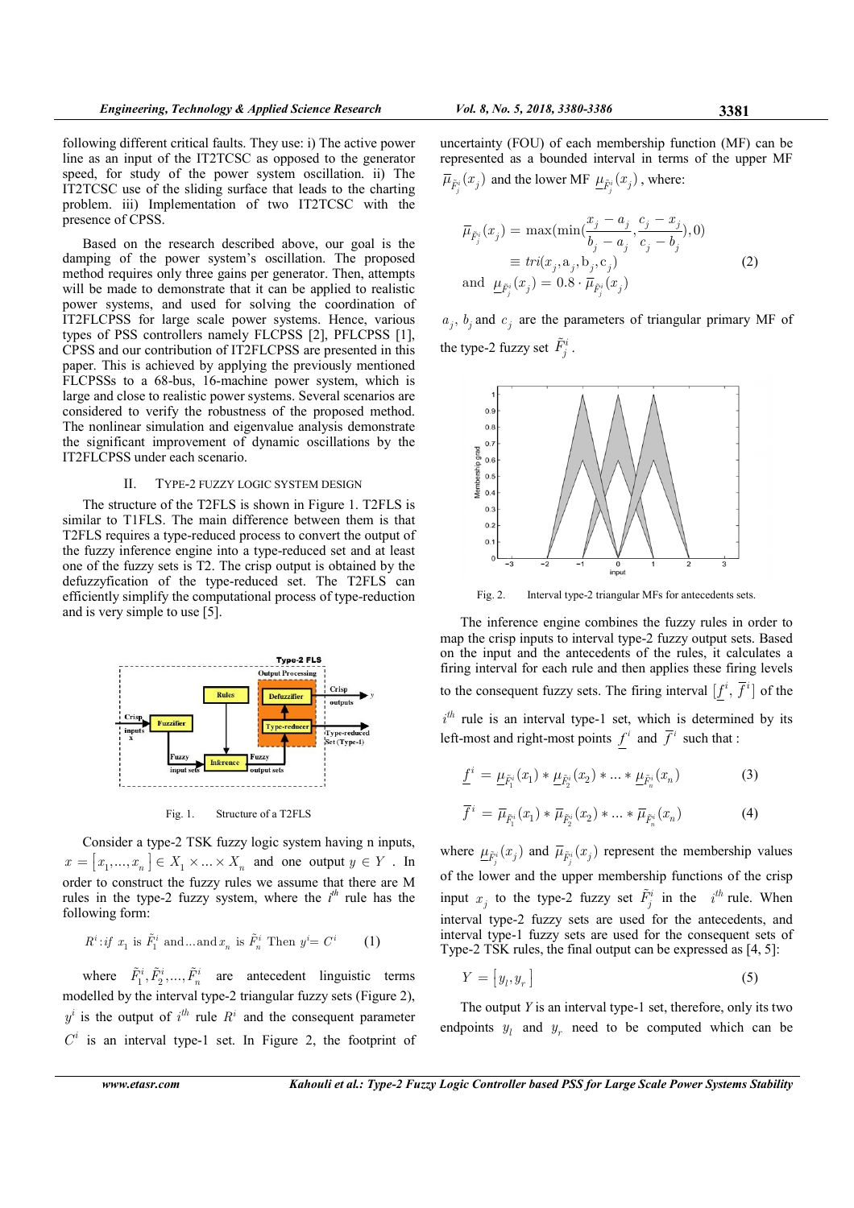following different critical faults. They use: i) The active power line as an input of the IT2TCSC as opposed to the generator speed, for study of the power system oscillation. ii) The IT2TCSC use of the sliding surface that leads to the charting problem. iii) Implementation of two IT2TCSC with the presence of CPSS.

Based on the research described above, our goal is the damping of the power system's oscillation. The proposed method requires only three gains per generator. Then, attempts will be made to demonstrate that it can be applied to realistic power systems, and used for solving the coordination of IT2FLCPSS for large scale power systems. Hence, various types of PSS controllers namely FLCPSS [2], PFLCPSS [1], CPSS and our contribution of IT2FLCPSS are presented in this paper. This is achieved by applying the previously mentioned FLCPSSs to a 68-bus, 16-machine power system, which is large and close to realistic power systems. Several scenarios are considered to verify the robustness of the proposed method. The nonlinear simulation and eigenvalue analysis demonstrate the significant improvement of dynamic oscillations by the IT2FLCPSS under each scenario.

## II. TYPE-2 FUZZY LOGIC SYSTEM DESIGN

The structure of the T2FLS is shown in Figure 1. T2FLS is similar to T1FLS. The main difference between them is that T2FLS requires a type-reduced process to convert the output of the fuzzy inference engine into a type-reduced set and at least one of the fuzzy sets is T2. The crisp output is obtained by the defuzzyfication of the type-reduced set. The T2FLS can efficiently simplify the computational process of type-reduction and is very simple to use [5].

Fig. 1. Structure of a T2FLS

Consider a type-2 TSK fuzzy logic system having n inputs, $x = [x_1, ..., x_n] \in X_1 \times ... \times X_n$ and one output $y \in Y$. In order to construct the fuzzy rules we assume that there are M rules in the type-2 fuzzy system, where the $i^{th}$ rule has the following form:

$$R^i : if\ x_1 \text{ is } \tilde{F}_1^i \text{ and} ... \text{and } x_n \text{ is } \tilde{F}_n^i \text{ Then } y^i = C^i \tag{1}$$

where $\tilde{F}_1^i, \tilde{F}_2^i, ..., \tilde{F}_n^i$ are antecedent linguistic terms modelled by the interval type-2 triangular fuzzy sets (Figure 2), $y^i$ is the output of $i^{th}$ rule $R^i$ and the consequent parameter $C^i$ is an interval type-1 set. In Figure 2, the footprint of uncertainty (FOU) of each membership function (MF) can be represented as a bounded interval in terms of the upper MF $\overline{\mu}_{\tilde{F}_j^i}(x_j)$ and the lower MF $\underline{\mu}_{\tilde{F}_j^i}(x_j)$, where:

$$\begin{aligned} \overline{\mu}_{\tilde{F}_j^i}(x_j) &= \max(\min(\frac{x_j - a_j}{b_j - a_j}, \frac{c_j - x_j}{c_j - b_j}), 0) \\ &\equiv tri(x_j, a_j, b_j, c_j) \\ \text{and } \underline{\mu}_{\tilde{F}_j^i}(x_j) &= 0.8 \cdot \overline{\mu}_{\tilde{F}_j^i}(x_j) \end{aligned} \tag{2}$$

$a_j$, $b_j$ and $c_j$ are the parameters of triangular primary MF of the type-2 fuzzy set $\tilde{F}_j^i$.

Fig. 2. Interval type-2 triangular MFs for antecedents sets.

The inference engine combines the fuzzy rules in order to map the crisp inputs to interval type-2 fuzzy output sets. Based on the input and the antecedents of the rules, it calculates a firing interval for each rule and then applies these firing levels to the consequent fuzzy sets. The firing interval $[\underline{f}^i, \overline{f}^i]$ of the $i^{th}$ rule is an interval type-1 set, which is determined by its left-most and right-most points $\underline{f}^i$ and $\overline{f}^i$ such that :

$$\underline{f}^i = \underline{\mu}_{\tilde{F}_1^i}(x_1) * \underline{\mu}_{\tilde{F}_2^i}(x_2) * ... * \underline{\mu}_{\tilde{F}_n^i}(x_n) \tag{3}$$

$$\overline{f}^i = \overline{\mu}_{\tilde{F}_1^i}(x_1) * \overline{\mu}_{\tilde{F}_2^i}(x_2) * ... * \overline{\mu}_{\tilde{F}_n^i}(x_n) \tag{4}$$

where $\underline{\mu}_{\tilde{F}_j^i}(x_j)$ and $\overline{\mu}_{\tilde{F}_j^i}(x_j)$ represent the membership values of the lower and the upper membership functions of the crisp input $x_j$ to the type-2 fuzzy set $\tilde{F}_j^i$ in the $i^{th}$ rule. When interval type-2 fuzzy sets are used for the antecedents, and interval type-1 fuzzy sets are used for the consequent sets of Type-2 TSK rules, the final output can be expressed as [4, 5]:

$$Y = [y_l, y_r] \tag{5}$$

The output $Y$ is an interval type-1 set, therefore, only its two endpoints $y_l$ and $y_r$ need to be computed which can be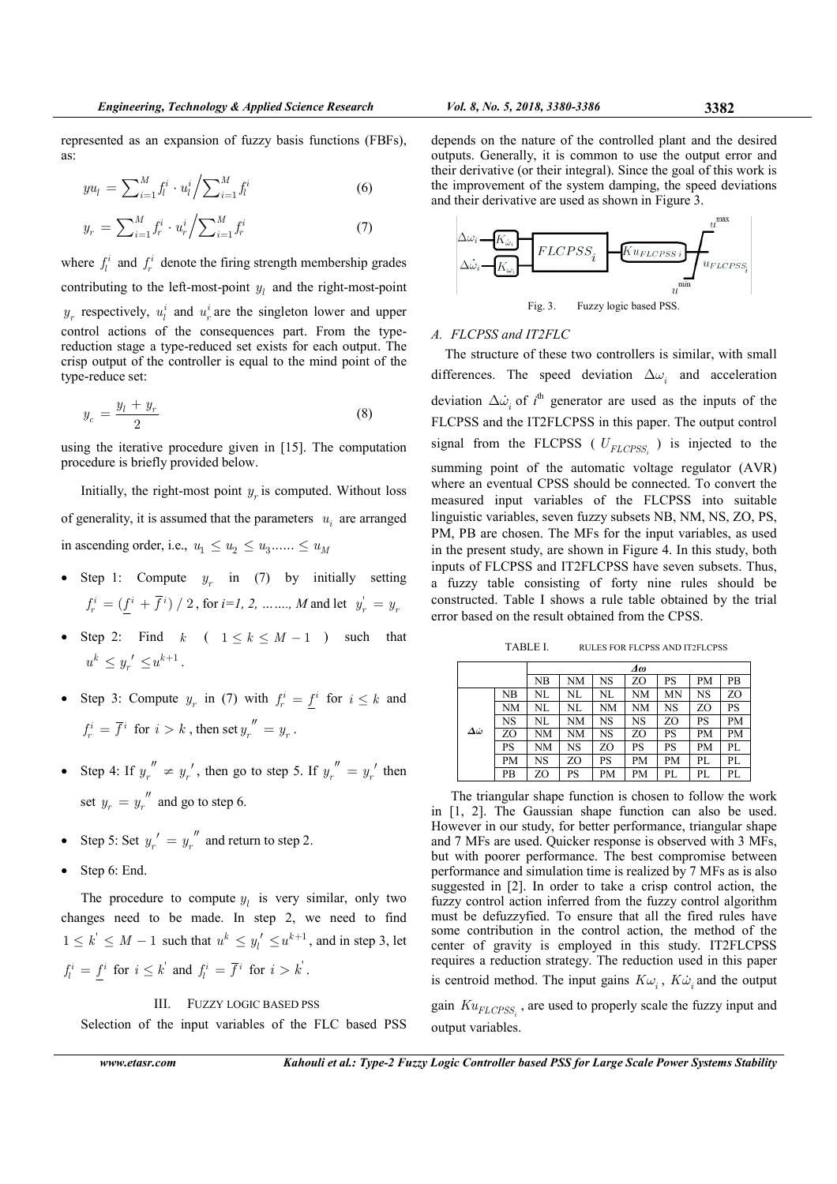represented as an expansion of fuzzy basis functions (FBFs), as:

$$yu_l = \sum_{i=1}^{M} f_l^i \cdot u_l^i \Big/ \sum_{i=1}^{M} f_l^i \quad (6)$$

$$y_r = \sum_{i=1}^{M} f_r^i \cdot u_r^i \Big/ \sum_{i=1}^{M} f_r^i \quad (7)$$

where $f_l^i$ and $f_r^i$ denote the firing strength membership grades contributing to the left-most-point $y_l$ and the right-most-point $y_r$ respectively, $u_l^i$ and $u_r^i$ are the singleton lower and upper control actions of the consequences part. From the type-reduction stage a type-reduced set exists for each output. The crisp output of the controller is equal to the mind point of the type-reduce set:

$$y_c = \frac{y_l + y_r}{2} \quad (8)$$

using the iterative procedure given in [15]. The computation procedure is briefly provided below.

Initially, the right-most point $y_r$ is computed. Without loss of generality, it is assumed that the parameters $u_i$ are arranged in ascending order, i.e., $u_1 \leq u_2 \leq u_3 \ldots\ldots \leq u_M$

- Step 1: Compute $y_r$ in (7) by initially setting $f_r^i = (\underline{f}^i + \overline{f}^i)/2$, for *i=1, 2, ……, M* and let $y_r^{'} = y_r$
- Step 2: Find $k$ ( $1 \leq k \leq M-1$ ) such that $u^k \leq y_r{'} \leq u^{k+1}$.
- Step 3: Compute $y_r$ in (7) with $f_r^i = \underline{f}^i$ for $i \leq k$ and $f_r^i = \overline{f}^i$ for $i > k$, then set $y_r{''} = y_r$.
- Step 4: If $y_r{''} \neq y_r{'}$, then go to step 5. If $y_r{''} = y_r{'}$ then set $y_r = y_r{''}$ and go to step 6.
- Step 5: Set $y_r{'} = y_r{''}$ and return to step 2.
- Step 6: End.

The procedure to compute $y_l$ is very similar, only two changes need to be made. In step 2, we need to find $1 \leq k^{'} \leq M-1$ such that $u^k \leq y_l{'} \leq u^{k+1}$, and in step 3, let $f_l^i = \underline{f}^i$ for $i \leq k^{'}$ and $f_l^i = \overline{f}^i$ for $i > k^{'}$.

## III. FUZZY LOGIC BASED PSS

Selection of the input variables of the FLC based PSS depends on the nature of the controlled plant and the desired outputs. Generally, it is common to use the output error and their derivative (or their integral). Since the goal of this work is the improvement of the system damping, the speed deviations and their derivative are used as shown in Figure 3.

Fig. 3. Fuzzy logic based PSS.

### A. FLCPSS and IT2FLC

The structure of these two controllers is similar, with small differences. The speed deviation $\Delta\omega_i$ and acceleration deviation $\Delta\dot{\omega}_i$ of $i^{th}$ generator are used as the inputs of the FLCPSS and the IT2FLCPSS in this paper. The output control signal from the FLCPSS ( $U_{FLCPSS_i}$ ) is injected to the summing point of the automatic voltage regulator (AVR) where an eventual CPSS should be connected. To convert the measured input variables of the FLCPSS into suitable linguistic variables, seven fuzzy subsets NB, NM, NS, ZO, PS, PM, PB are chosen. The MFs for the input variables, as used in the present study, are shown in Figure 4. In this study, both inputs of FLCPSS and IT2FLCPSS have seven subsets. Thus, a fuzzy table consisting of forty nine rules should be constructed. Table I shows a rule table obtained by the trial error based on the result obtained from the CPSS.

TABLE I. RULES FOR FLCPSS AND IT2FLCPSS

| | | *Δω* | | | | | | |
|---|---|---|---|---|---|---|---|---|
| | | NB | NM | NS | ZO | PS | PM | PB |
| $\Delta\dot{\omega}$ | NB | NL | NL | NL | NM | MN | NS | ZO |
| | NM | NL | NL | NM | NM | NS | ZO | PS |
| | NS | NL | NM | NS | NS | ZO | PS | PM |
| | ZO | NM | NM | NS | ZO | PS | PM | PM |
| | PS | NM | NS | ZO | PS | PS | PM | PL |
| | PM | NS | ZO | PS | PM | PM | PL | PL |
| | PB | ZO | PS | PM | PM | PL | PL | PL |

The triangular shape function is chosen to follow the work in [1, 2]. The Gaussian shape function can also be used. However in our study, for better performance, triangular shape and 7 MFs are used. Quicker response is observed with 3 MFs, but with poorer performance. The best compromise between performance and simulation time is realized by 7 MFs as is also suggested in [2]. In order to take a crisp control action, the fuzzy control action inferred from the fuzzy control algorithm must be defuzzyfied. To ensure that all the fired rules have some contribution in the control action, the method of the center of gravity is employed in this study. IT2FLCPSS requires a reduction strategy. The reduction used in this paper is centroid method. The input gains $K\omega_i$, $K\dot{\omega}_i$ and the output gain $Ku_{FLCPSS_i}$, are used to properly scale the fuzzy input and output variables.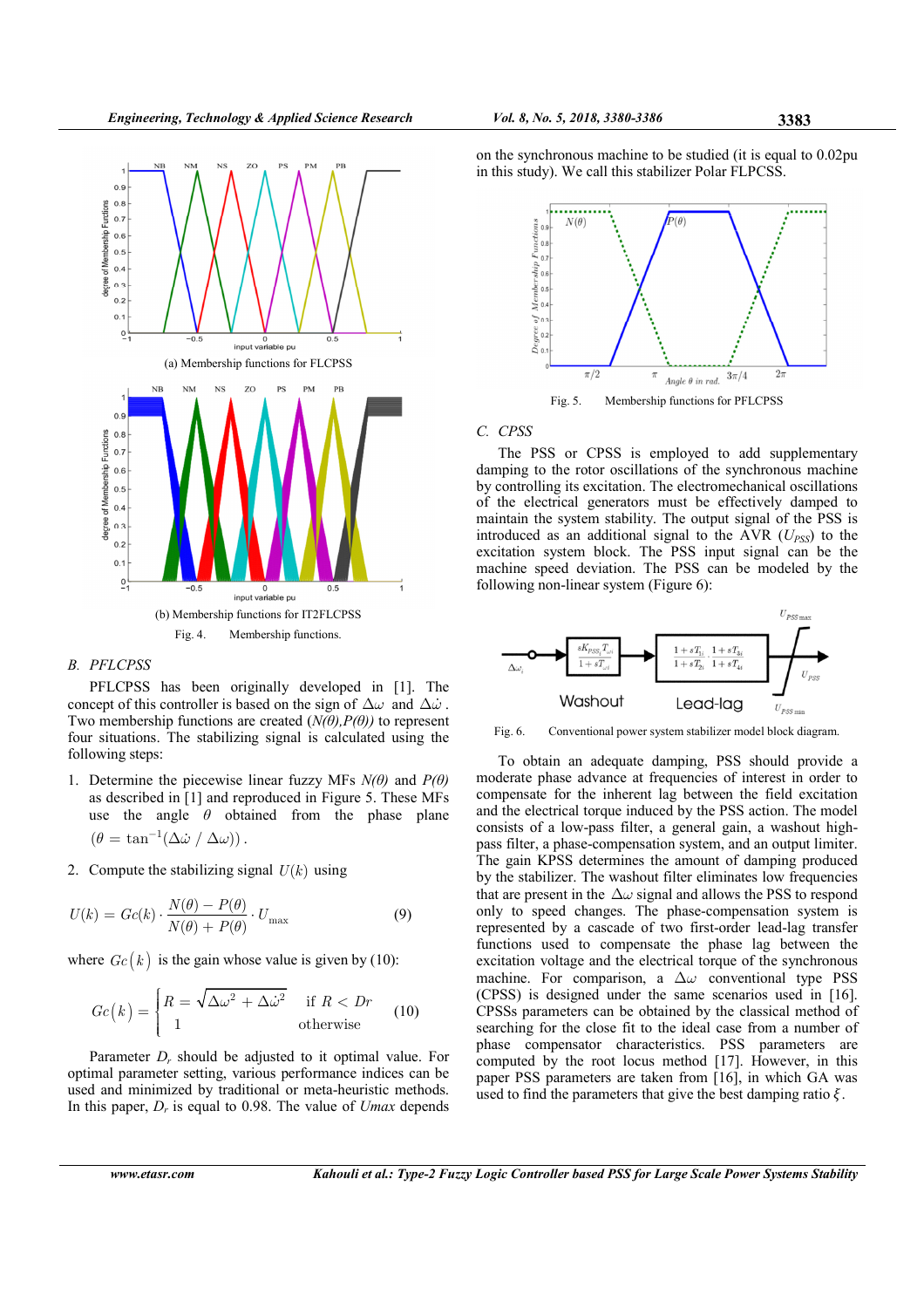(a) Membership functions for FLCPSS

(b) Membership functions for IT2FLCPSS

Fig. 4. Membership functions.

### B. PFLCPSS

PFLCPSS has been originally developed in [1]. The concept of this controller is based on the sign of $\Delta\omega$ and $\Delta\dot{\omega}$. Two membership functions are created ($N(\theta),P(\theta)$) to represent four situations. The stabilizing signal is calculated using the following steps:

1. Determine the piecewise linear fuzzy MFs $N(\theta)$ and $P(\theta)$ as described in [1] and reproduced in Figure 5. These MFs use the angle $\theta$ obtained from the phase plane $(\theta = \tan^{-1}(\Delta\dot{\omega} \,/\, \Delta\omega))$.

2. Compute the stabilizing signal $U(k)$ using

$$U(k) = Gc(k) \cdot \frac{N(\theta) - P(\theta)}{N(\theta) + P(\theta)} \cdot U_{\max} \tag{9}$$

where $Gc(k)$ is the gain whose value is given by (10):

$$Gc(k) = \begin{cases} R = \sqrt{\Delta\omega^2 + \Delta\dot{\omega}^2} & \text{if } R < Dr \\ 1 & \text{otherwise} \end{cases} \tag{10}$$

Parameter $D_r$ should be adjusted to it optimal value. For optimal parameter setting, various performance indices can be used and minimized by traditional or meta-heuristic methods. In this paper, $D_r$ is equal to 0.98. The value of $Umax$ depends on the synchronous machine to be studied (it is equal to 0.02pu in this study). We call this stabilizer Polar FLPCSS.

Fig. 5. Membership functions for PFLCPSS

### C. CPSS

The PSS or CPSS is employed to add supplementary damping to the rotor oscillations of the synchronous machine by controlling its excitation. The electromechanical oscillations of the electrical generators must be effectively damped to maintain the system stability. The output signal of the PSS is introduced as an additional signal to the AVR ($U_{PSS}$) to the excitation system block. The PSS input signal can be the machine speed deviation. The PSS can be modeled by the following non-linear system (Figure 6):

Fig. 6. Conventional power system stabilizer model block diagram.

To obtain an adequate damping, PSS should provide a moderate phase advance at frequencies of interest in order to compensate for the inherent lag between the field excitation and the electrical torque induced by the PSS action. The model consists of a low-pass filter, a general gain, a washout high-pass filter, a phase-compensation system, and an output limiter. The gain KPSS determines the amount of damping produced by the stabilizer. The washout filter eliminates low frequencies that are present in the $\Delta\omega$ signal and allows the PSS to respond only to speed changes. The phase-compensation system is represented by a cascade of two first-order lead-lag transfer functions used to compensate the phase lag between the excitation voltage and the electrical torque of the synchronous machine. For comparison, a $\Delta\omega$ conventional type PSS (CPSS) is designed under the same scenarios used in [16]. CPSSs parameters can be obtained by the classical method of searching for the close fit to the ideal case from a number of phase compensator characteristics. PSS parameters are computed by the root locus method [17]. However, in this paper PSS parameters are taken from [16], in which GA was used to find the parameters that give the best damping ratio $\xi$.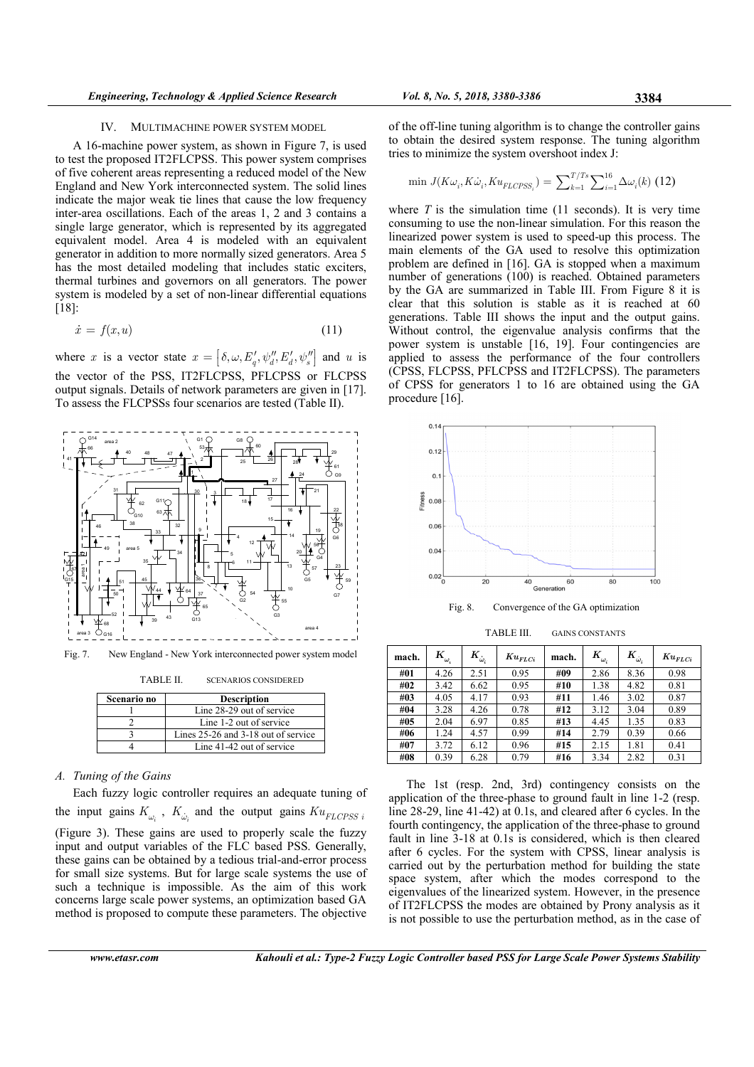## IV. MULTIMACHINE POWER SYSTEM MODEL

A 16-machine power system, as shown in Figure 7, is used to test the proposed IT2FLCPSS. This power system comprises of five coherent areas representing a reduced model of the New England and New York interconnected system. The solid lines indicate the major weak tie lines that cause the low frequency inter-area oscillations. Each of the areas 1, 2 and 3 contains a single large generator, which is represented by its aggregated equivalent model. Area 4 is modeled with an equivalent generator in addition to more normally sized generators. Area 5 has the most detailed modeling that includes static exciters, thermal turbines and governors on all generators. The power system is modeled by a set of non-linear differential equations [18]:

$$\dot{x} = f(x, u) \tag{11}$$

where $x$ is a vector state $x = \left[\delta, \omega, E'_q, \psi''_d, E'_d, \psi''_s\right]$ and $u$ is the vector of the PSS, IT2FLCPSS, PFLCPSS or FLCPSS output signals. Details of network parameters are given in [17]. To assess the FLCPSSs four scenarios are tested (Table II).

Fig. 7. New England - New York interconnected power system model

TABLE II. SCENARIOS CONSIDERED

| Scenario no | Description |
|---|---|
| 1 | Line 28-29 out of service |
| 2 | Line 1-2 out of service |
| 3 | Lines 25-26 and 3-18 out of service |
| 4 | Line 41-42 out of service |

### A. Tuning of the Gains

Each fuzzy logic controller requires an adequate tuning of the input gains $K_{\omega_i}$, $K_{\dot{\omega}_i}$ and the output gains $Ku_{FLCPSS\ i}$ (Figure 3). These gains are used to properly scale the fuzzy input and output variables of the FLC based PSS. Generally, these gains can be obtained by a tedious trial-and-error process for small size systems. But for large size systems the use of such a technique is impossible. As the aim of this work concerns large scale power systems, an optimization based GA method is proposed to compute these parameters. The objective of the off-line tuning algorithm is to change the controller gains to obtain the desired system response. The tuning algorithm tries to minimize the system overshoot index J:

$$\min\ J(K\omega_i, K\dot{\omega}_i, Ku_{FLCPSS_i}) = \sum_{k=1}^{T/Ts}\sum_{i=1}^{16}\Delta\omega_i(k) \tag{12}$$

where $T$ is the simulation time (11 seconds). It is very time consuming to use the non-linear simulation. For this reason the linearized power system is used to speed-up this process. The main elements of the GA used to resolve this optimization problem are defined in [16]. GA is stopped when a maximum number of generations (100) is reached. Obtained parameters by the GA are summarized in Table III. From Figure 8 it is clear that this solution is stable as it is reached at 60 generations. Table III shows the input and the output gains. Without control, the eigenvalue analysis confirms that the power system is unstable [16, 19]. Four contingencies are applied to assess the performance of the four controllers (CPSS, FLCPSS, PFLCPSS and IT2FLCPSS). The parameters of CPSS for generators 1 to 16 are obtained using the GA procedure [16].

Fig. 8. Convergence of the GA optimization

TABLE III. GAINS CONSTANTS

| mach. | $K_{\omega_i}$ | $K_{\dot{\omega}_i}$ | $Ku_{FLCi}$ | mach. | $K_{\omega_i}$ | $K_{\dot{\omega}_i}$ | $Ku_{FLCi}$ |
|---|---|---|---|---|---|---|---|
| #01 | 4.26 | 2.51 | 0.95 | #09 | 2.86 | 8.36 | 0.98 |
| #02 | 3.42 | 6.62 | 0.95 | #10 | 1.38 | 4.82 | 0.81 |
| #03 | 4.05 | 4.17 | 0.93 | #11 | 1.46 | 3.02 | 0.87 |
| #04 | 3.28 | 4.26 | 0.78 | #12 | 3.12 | 3.04 | 0.89 |
| #05 | 2.04 | 6.97 | 0.85 | #13 | 4.45 | 1.35 | 0.83 |
| #06 | 1.24 | 4.57 | 0.99 | #14 | 2.79 | 0.39 | 0.66 |
| #07 | 3.72 | 6.12 | 0.96 | #15 | 2.15 | 1.81 | 0.41 |
| #08 | 0.39 | 6.28 | 0.79 | #16 | 3.34 | 2.82 | 0.31 |

The 1st (resp. 2nd, 3rd) contingency consists on the application of the three-phase to ground fault in line 1-2 (resp. line 28-29, line 41-42) at 0.1s, and cleared after 6 cycles. In the fourth contingency, the application of the three-phase to ground fault in line 3-18 at 0.1s is considered, which is then cleared after 6 cycles. For the system with CPSS, linear analysis is carried out by the perturbation method for building the state space system, after which the modes correspond to the eigenvalues of the linearized system. However, in the presence of IT2FLCPSS the modes are obtained by Prony analysis as it is not possible to use the perturbation method, as in the case of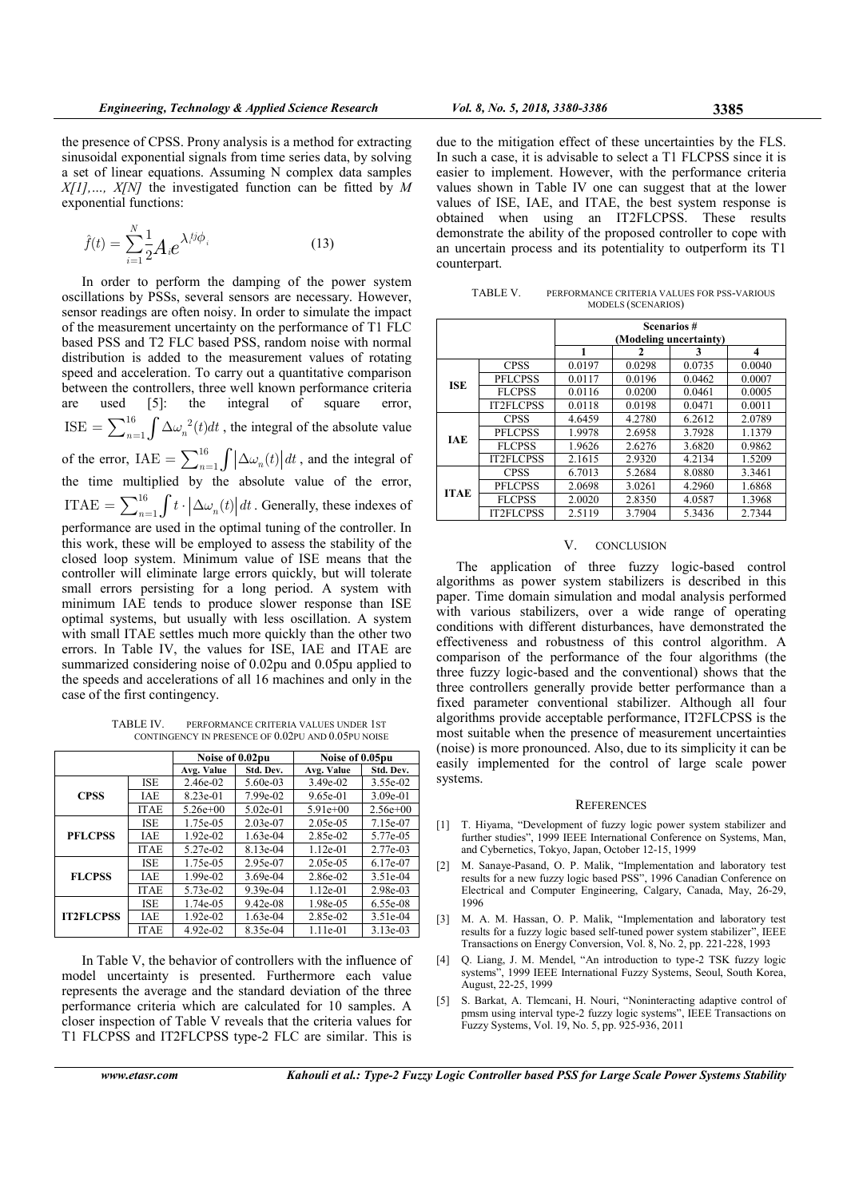the presence of CPSS. Prony analysis is a method for extracting sinusoidal exponential signals from time series data, by solving a set of linear equations. Assuming N complex data samples $X[1],..., X[N]$ the investigated function can be fitted by $M$ exponential functions:

$$\hat{f}(t) = \sum_{i=1}^{N} \frac{1}{2} A_i e^{\lambda_i t j \phi_i} \tag{13}$$

In order to perform the damping of the power system oscillations by PSSs, several sensors are necessary. However, sensor readings are often noisy. In order to simulate the impact of the measurement uncertainty on the performance of T1 FLC based PSS and T2 FLC based PSS, random noise with normal distribution is added to the measurement values of rotating speed and acceleration. To carry out a quantitative comparison between the controllers, three well known performance criteria are used [5]: the integral of square error, $\mathrm{ISE} = \sum_{n=1}^{16} \int \Delta\omega_n^{\,2}(t) dt$, the integral of the absolute value of the error, $\mathrm{IAE} = \sum_{n=1}^{16} \int \left|\Delta\omega_n(t)\right| dt$, and the integral of the time multiplied by the absolute value of the error, $\mathrm{ITAE} = \sum_{n=1}^{16} \int t \cdot \left|\Delta\omega_n(t)\right| dt$. Generally, these indexes of performance are used in the optimal tuning of the controller. In this work, these will be employed to assess the stability of the closed loop system. Minimum value of ISE means that the controller will eliminate large errors quickly, but will tolerate small errors persisting for a long period. A system with minimum IAE tends to produce slower response than ISE optimal systems, but usually with less oscillation. A system with small ITAE settles much more quickly than the other two errors. In Table IV, the values for ISE, IAE and ITAE are summarized considering noise of 0.02pu and 0.05pu applied to the speeds and accelerations of all 16 machines and only in the case of the first contingency.

TABLE IV. PERFORMANCE CRITERIA VALUES UNDER 1ST CONTINGENCY IN PRESENCE OF 0.02PU AND 0.05PU NOISE

| | | Noise of 0.02pu | | Noise of 0.05pu | |
|---|---|---|---|---|---|
| | | Avg. Value | Std. Dev. | Avg. Value | Std. Dev. |
| **CPSS** | ISE | 2.46e-02 | 5.60e-03 | 3.49e-02 | 3.55e-02 |
| | IAE | 8.23e-01 | 7.99e-02 | 9.65e-01 | 3.09e-01 |
| | ITAE | 5.26e+00 | 5.02e-01 | 5.91e+00 | 2.56e+00 |
| **PFLCPSS** | ISE | 1.75e-05 | 2.03e-07 | 2.05e-05 | 7.15e-07 |
| | IAE | 1.92e-02 | 1.63e-04 | 2.85e-02 | 5.77e-05 |
| | ITAE | 5.27e-02 | 8.13e-04 | 1.12e-01 | 2.77e-03 |
| **FLCPSS** | ISE | 1.75e-05 | 2.95e-07 | 2.05e-05 | 6.17e-07 |
| | IAE | 1.99e-02 | 3.69e-04 | 2.86e-02 | 3.51e-04 |
| | ITAE | 5.73e-02 | 9.39e-04 | 1.12e-01 | 2.98e-03 |
| **IT2FLCPSS** | ISE | 1.74e-05 | 9.42e-08 | 1.98e-05 | 6.55e-08 |
| | IAE | 1.92e-02 | 1.63e-04 | 2.85e-02 | 3.51e-04 |
| | ITAE | 4.92e-02 | 8.35e-04 | 1.11e-01 | 3.13e-03 |

In Table V, the behavior of controllers with the influence of model uncertainty is presented. Furthermore each value represents the average and the standard deviation of the three performance criteria which are calculated for 10 samples. A closer inspection of Table V reveals that the criteria values for T1 FLCPSS and IT2FLCPSS type-2 FLC are similar. This is due to the mitigation effect of these uncertainties by the FLS. In such a case, it is advisable to select a T1 FLCPSS since it is easier to implement. However, with the performance criteria values shown in Table IV one can suggest that at the lower values of ISE, IAE, and ITAE, the best system response is obtained when using an IT2FLCPSS. These results demonstrate the ability of the proposed controller to cope with an uncertain process and its potentiality to outperform its T1 counterpart.

TABLE V. PERFORMANCE CRITERIA VALUES FOR PSS-VARIOUS MODELS (SCENARIOS)

| | | Scenarios # (Modeling uncertainty) | | | |
|---|---|---|---|---|---|
| | | 1 | 2 | 3 | 4 |
| **ISE** | CPSS | 0.0197 | 0.0298 | 0.0735 | 0.0040 |
| | PFLCPSS | 0.0117 | 0.0196 | 0.0462 | 0.0007 |
| | FLCPSS | 0.0116 | 0.0200 | 0.0461 | 0.0005 |
| | IT2FLCPSS | 0.0118 | 0.0198 | 0.0471 | 0.0011 |
| **IAE** | CPSS | 4.6459 | 4.2780 | 6.2612 | 2.0789 |
| | PFLCPSS | 1.9978 | 2.6958 | 3.7928 | 1.1379 |
| | FLCPSS | 1.9626 | 2.6276 | 3.6820 | 0.9862 |
| | IT2FLCPSS | 2.1615 | 2.9320 | 4.2134 | 1.5209 |
| **ITAE** | CPSS | 6.7013 | 5.2684 | 8.0880 | 3.3461 |
| | PFLCPSS | 2.0698 | 3.0261 | 4.2960 | 1.6868 |
| | FLCPSS | 2.0020 | 2.8350 | 4.0587 | 1.3968 |
| | IT2FLCPSS | 2.5119 | 3.7904 | 5.3436 | 2.7344 |

## V. CONCLUSION

The application of three fuzzy logic-based control algorithms as power system stabilizers is described in this paper. Time domain simulation and modal analysis performed with various stabilizers, over a wide range of operating conditions with different disturbances, have demonstrated the effectiveness and robustness of this control algorithm. A comparison of the performance of the four algorithms (the three fuzzy logic-based and the conventional) shows that the three controllers generally provide better performance than a fixed parameter conventional stabilizer. Although all four algorithms provide acceptable performance, IT2FLCPSS is the most suitable when the presence of measurement uncertainties (noise) is more pronounced. Also, due to its simplicity it can be easily implemented for the control of large scale power systems.

## REFERENCES

[1] T. Hiyama, "Development of fuzzy logic power system stabilizer and further studies", 1999 IEEE International Conference on Systems, Man, and Cybernetics, Tokyo, Japan, October 12-15, 1999

[2] M. Sanaye-Pasand, O. P. Malik, "Implementation and laboratory test results for a new fuzzy logic based PSS", 1996 Canadian Conference on Electrical and Computer Engineering, Calgary, Canada, May, 26-29, 1996

[3] M. A. M. Hassan, O. P. Malik, "Implementation and laboratory test results for a fuzzy logic based self-tuned power system stabilizer", IEEE Transactions on Energy Conversion, Vol. 8, No. 2, pp. 221-228, 1993

[4] Q. Liang, J. M. Mendel, "An introduction to type-2 TSK fuzzy logic systems", 1999 IEEE International Fuzzy Systems, Seoul, South Korea, August, 22-25, 1999

[5] S. Barkat, A. Tlemcani, H. Nouri, "Noninteracting adaptive control of pmsm using interval type-2 fuzzy logic systems", IEEE Transactions on Fuzzy Systems, Vol. 19, No. 5, pp. 925-936, 2011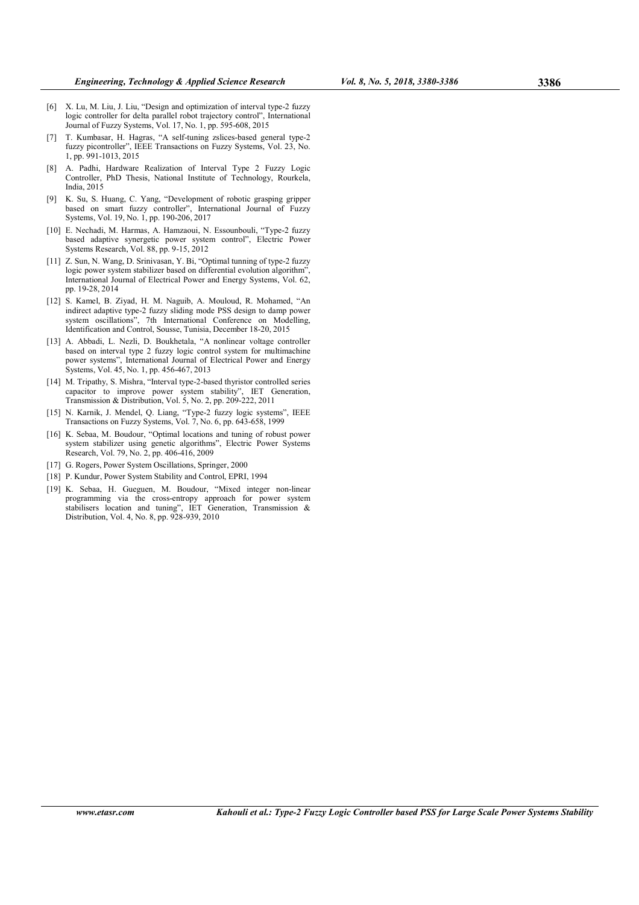[6] X. Lu, M. Liu, J. Liu, "Design and optimization of interval type-2 fuzzy logic controller for delta parallel robot trajectory control", International Journal of Fuzzy Systems, Vol. 17, No. 1, pp. 595-608, 2015

[7] T. Kumbasar, H. Hagras, "A self-tuning zslices-based general type-2 fuzzy picontroller", IEEE Transactions on Fuzzy Systems, Vol. 23, No. 1, pp. 991-1013, 2015

[8] A. Padhi, Hardware Realization of Interval Type 2 Fuzzy Logic Controller, PhD Thesis, National Institute of Technology, Rourkela, India, 2015

[9] K. Su, S. Huang, C. Yang, "Development of robotic grasping gripper based on smart fuzzy controller", International Journal of Fuzzy Systems, Vol. 19, No. 1, pp. 190-206, 2017

[10] E. Nechadi, M. Harmas, A. Hamzaoui, N. Essounbouli, "Type-2 fuzzy based adaptive synergetic power system control", Electric Power Systems Research, Vol. 88, pp. 9-15, 2012

[11] Z. Sun, N. Wang, D. Srinivasan, Y. Bi, "Optimal tunning of type-2 fuzzy logic power system stabilizer based on differential evolution algorithm", International Journal of Electrical Power and Energy Systems, Vol. 62, pp. 19-28, 2014

[12] S. Kamel, B. Ziyad, H. M. Naguib, A. Mouloud, R. Mohamed, "An indirect adaptive type-2 fuzzy sliding mode PSS design to damp power system oscillations", 7th International Conference on Modelling, Identification and Control, Sousse, Tunisia, December 18-20, 2015

[13] A. Abbadi, L. Nezli, D. Boukhetala, "A nonlinear voltage controller based on interval type 2 fuzzy logic control system for multimachine power systems", International Journal of Electrical Power and Energy Systems, Vol. 45, No. 1, pp. 456-467, 2013

[14] M. Tripathy, S. Mishra, "Interval type-2-based thyristor controlled series capacitor to improve power system stability", IET Generation, Transmission & Distribution, Vol. 5, No. 2, pp. 209-222, 2011

[15] N. Karnik, J. Mendel, Q. Liang, "Type-2 fuzzy logic systems", IEEE Transactions on Fuzzy Systems, Vol. 7, No. 6, pp. 643-658, 1999

[16] K. Sebaa, M. Boudour, "Optimal locations and tuning of robust power system stabilizer using genetic algorithms", Electric Power Systems Research, Vol. 79, No. 2, pp. 406-416, 2009

[17] G. Rogers, Power System Oscillations, Springer, 2000

[18] P. Kundur, Power System Stability and Control, EPRI, 1994

[19] K. Sebaa, H. Gueguen, M. Boudour, "Mixed integer non-linear programming via the cross-entropy approach for power system stabilisers location and tuning", IET Generation, Transmission & Distribution, Vol. 4, No. 8, pp. 928-939, 2010